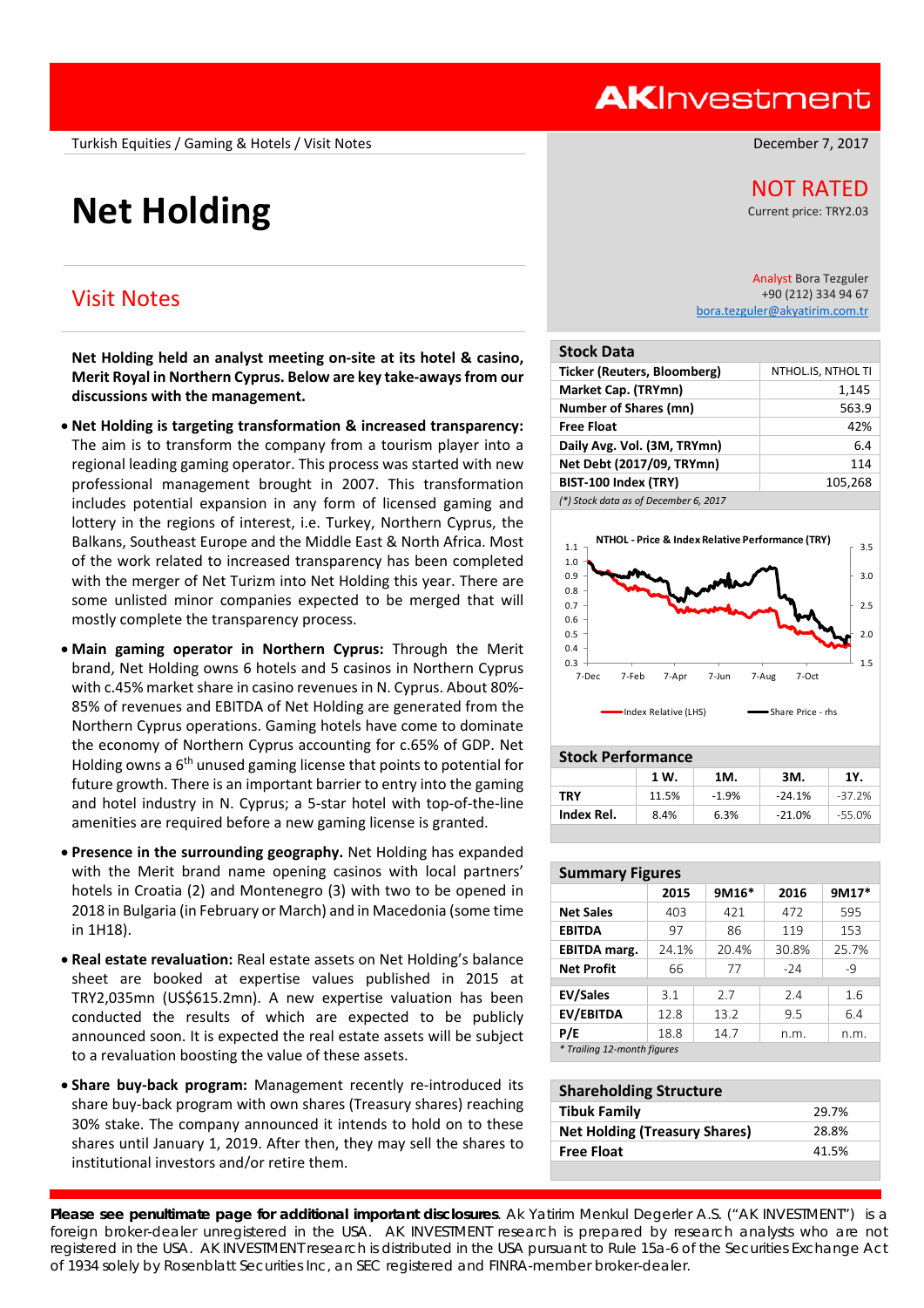AKInvestment

Turkish Equities / Gaming & Hotels / Visit Notes

December 7, 2017

# Net Holding

## Visit Notes

NOT RATED
Current price: TRY2.03

Analyst Bora Tezguler
+90 (212) 334 94 67
bora.tezguler@akyatirim.com.tr

**Net Holding held an analyst meeting on-site at its hotel & casino, Merit Royal in Northern Cyprus. Below are key take-aways from our discussions with the management.**

- **Net Holding is targeting transformation & increased transparency:** The aim is to transform the company from a tourism player into a regional leading gaming operator. This process was started with new professional management brought in 2007. This transformation includes potential expansion in any form of licensed gaming and lottery in the regions of interest, i.e. Turkey, Northern Cyprus, the Balkans, Southeast Europe and the Middle East & North Africa. Most of the work related to increased transparency has been completed with the merger of Net Turizm into Net Holding this year. There are some unlisted minor companies expected to be merged that will mostly complete the transparency process.

- **Main gaming operator in Northern Cyprus:** Through the Merit brand, Net Holding owns 6 hotels and 5 casinos in Northern Cyprus with c.45% market share in casino revenues in N. Cyprus. About 80%-85% of revenues and EBITDA of Net Holding are generated from the Northern Cyprus operations. Gaming hotels have come to dominate the economy of Northern Cyprus accounting for c.65% of GDP. Net Holding owns a 6th unused gaming license that points to potential for future growth. There is an important barrier to entry into the gaming and hotel industry in N. Cyprus; a 5-star hotel with top-of-the-line amenities are required before a new gaming license is granted.

- **Presence in the surrounding geography.** Net Holding has expanded with the Merit brand name opening casinos with local partners' hotels in Croatia (2) and Montenegro (3) with two to be opened in 2018 in Bulgaria (in February or March) and in Macedonia (some time in 1H18).

- **Real estate revaluation:** Real estate assets on Net Holding's balance sheet are booked at expertise values published in 2015 at TRY2,035mn (US$615.2mn). A new expertise valuation has been conducted the results of which are expected to be publicly announced soon. It is expected the real estate assets will be subject to a revaluation boosting the value of these assets.

- **Share buy-back program:** Management recently re-introduced its share buy-back program with own shares (Treasury shares) reaching 30% stake. The company announced it intends to hold on to these shares until January 1, 2019. After then, they may sell the shares to institutional investors and/or retire them.

### Stock Data

| | |
|---|---|
| Ticker (Reuters, Bloomberg) | NTHOL.IS, NTHOL TI |
| Market Cap. (TRYmn) | 1,145 |
| Number of Shares (mn) | 563.9 |
| Free Float | 42% |
| Daily Avg. Vol. (3M, TRYmn) | 6.4 |
| Net Debt (2017/09, TRYmn) | 114 |
| BIST-100 Index (TRY) | 105,268 |

*(\*) Stock data as of December 6, 2017*

NTHOL - Price & Index Relative Performance (TRY)

### Stock Performance

| | 1 W. | 1M. | 3M. | 1Y. |
|---|---|---|---|---|
| TRY | 11.5% | -1.9% | -24.1% | -37.2% |
| Index Rel. | 8.4% | 6.3% | -21.0% | -55.0% |

### Summary Figures

| | 2015 | 9M16* | 2016 | 9M17* |
|---|---|---|---|---|
| Net Sales | 403 | 421 | 472 | 595 |
| EBITDA | 97 | 86 | 119 | 153 |
| EBITDA marg. | 24.1% | 20.4% | 30.8% | 25.7% |
| Net Profit | 66 | 77 | -24 | -9 |
| EV/Sales | 3.1 | 2.7 | 2.4 | 1.6 |
| EV/EBITDA | 12.8 | 13.2 | 9.5 | 6.4 |
| P/E | 18.8 | 14.7 | n.m. | n.m. |

*\* Trailing 12-month figures*

### Shareholding Structure

| | |
|---|---|
| Tibuk Family | 29.7% |
| Net Holding (Treasury Shares) | 28.8% |
| Free Float | 41.5% |

**Please see penultimate page for additional important disclosures.** Ak Yatirim Menkul Degerler A.S. ("AK INVESTMENT") is a foreign broker-dealer unregistered in the USA. AK INVESTMENT research is prepared by research analysts who are not registered in the USA. AK INVESTMENT research is distributed in the USA pursuant to Rule 15a-6 of the Securities Exchange Act of 1934 solely by Rosenblatt Securities Inc, an SEC registered and FINRA-member broker-dealer.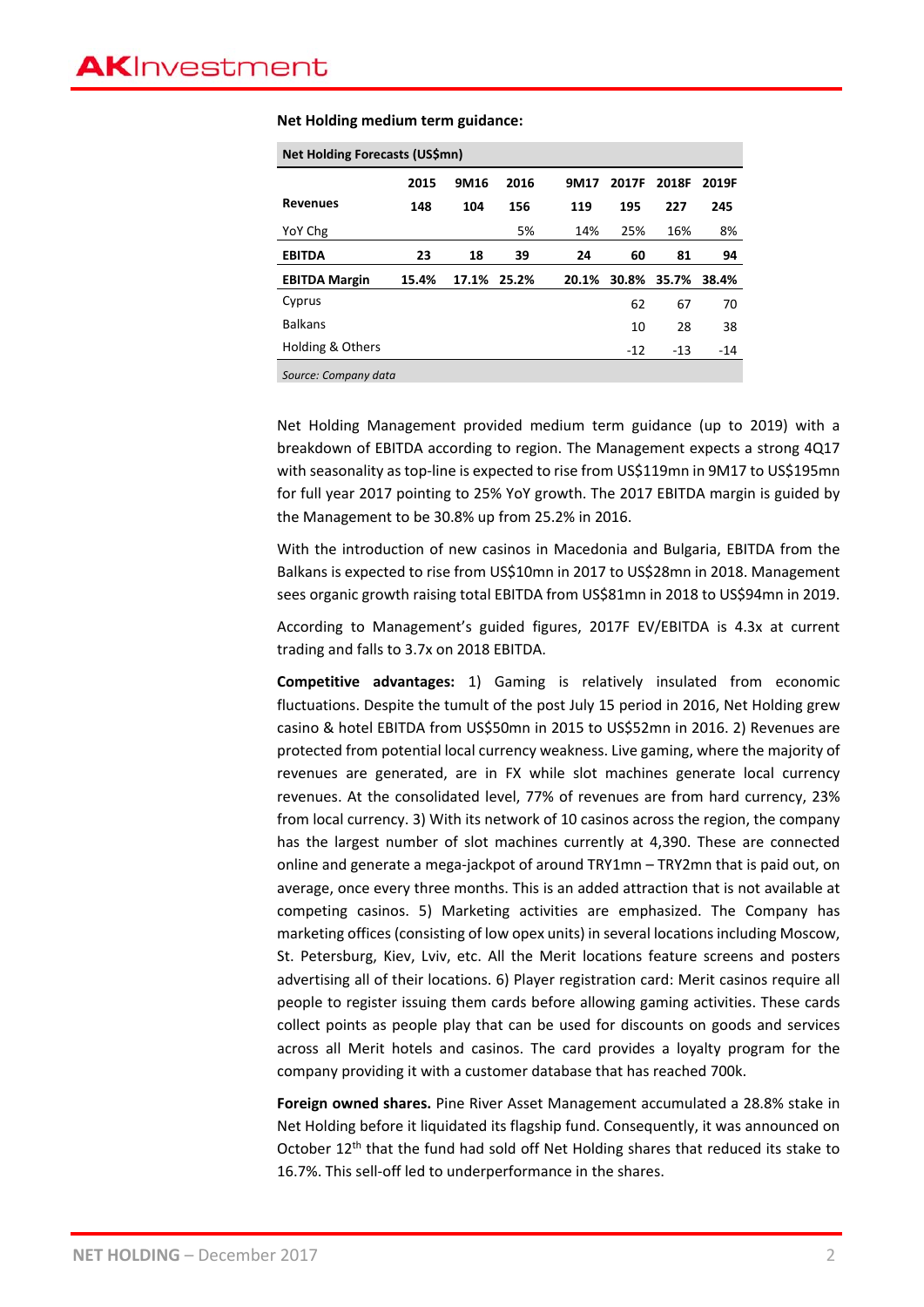**Net Holding medium term guidance:**

| Net Holding Forecasts (US$mn) | | | | | | | |
|---|---|---|---|---|---|---|---|
| | 2015 | 9M16 | 2016 | 9M17 | 2017F | 2018F | 2019F |
| **Revenues** | **148** | **104** | **156** | **119** | **195** | **227** | **245** |
| YoY Chg | | | 5% | 14% | 25% | 16% | 8% |
| **EBITDA** | **23** | **18** | **39** | **24** | **60** | **81** | **94** |
| **EBITDA Margin** | **15.4%** | **17.1%** | **25.2%** | **20.1%** | **30.8%** | **35.7%** | **38.4%** |
| Cyprus | | | | | 62 | 67 | 70 |
| Balkans | | | | | 10 | 28 | 38 |
| Holding & Others | | | | | -12 | -13 | -14 |

*Source: Company data*

Net Holding Management provided medium term guidance (up to 2019) with a breakdown of EBITDA according to region. The Management expects a strong 4Q17 with seasonality as top-line is expected to rise from US$119mn in 9M17 to US$195mn for full year 2017 pointing to 25% YoY growth. The 2017 EBITDA margin is guided by the Management to be 30.8% up from 25.2% in 2016.

With the introduction of new casinos in Macedonia and Bulgaria, EBITDA from the Balkans is expected to rise from US$10mn in 2017 to US$28mn in 2018. Management sees organic growth raising total EBITDA from US$81mn in 2018 to US$94mn in 2019.

According to Management's guided figures, 2017F EV/EBITDA is 4.3x at current trading and falls to 3.7x on 2018 EBITDA.

**Competitive advantages:** 1) Gaming is relatively insulated from economic fluctuations. Despite the tumult of the post July 15 period in 2016, Net Holding grew casino & hotel EBITDA from US$50mn in 2015 to US$52mn in 2016. 2) Revenues are protected from potential local currency weakness. Live gaming, where the majority of revenues are generated, are in FX while slot machines generate local currency revenues. At the consolidated level, 77% of revenues are from hard currency, 23% from local currency. 3) With its network of 10 casinos across the region, the company has the largest number of slot machines currently at 4,390. These are connected online and generate a mega-jackpot of around TRY1mn – TRY2mn that is paid out, on average, once every three months. This is an added attraction that is not available at competing casinos. 5) Marketing activities are emphasized. The Company has marketing offices (consisting of low opex units) in several locations including Moscow, St. Petersburg, Kiev, Lviv, etc. All the Merit locations feature screens and posters advertising all of their locations. 6) Player registration card: Merit casinos require all people to register issuing them cards before allowing gaming activities. These cards collect points as people play that can be used for discounts on goods and services across all Merit hotels and casinos. The card provides a loyalty program for the company providing it with a customer database that has reached 700k.

**Foreign owned shares.** Pine River Asset Management accumulated a 28.8% stake in Net Holding before it liquidated its flagship fund. Consequently, it was announced on October 12th that the fund had sold off Net Holding shares that reduced its stake to 16.7%. This sell-off led to underperformance in the shares.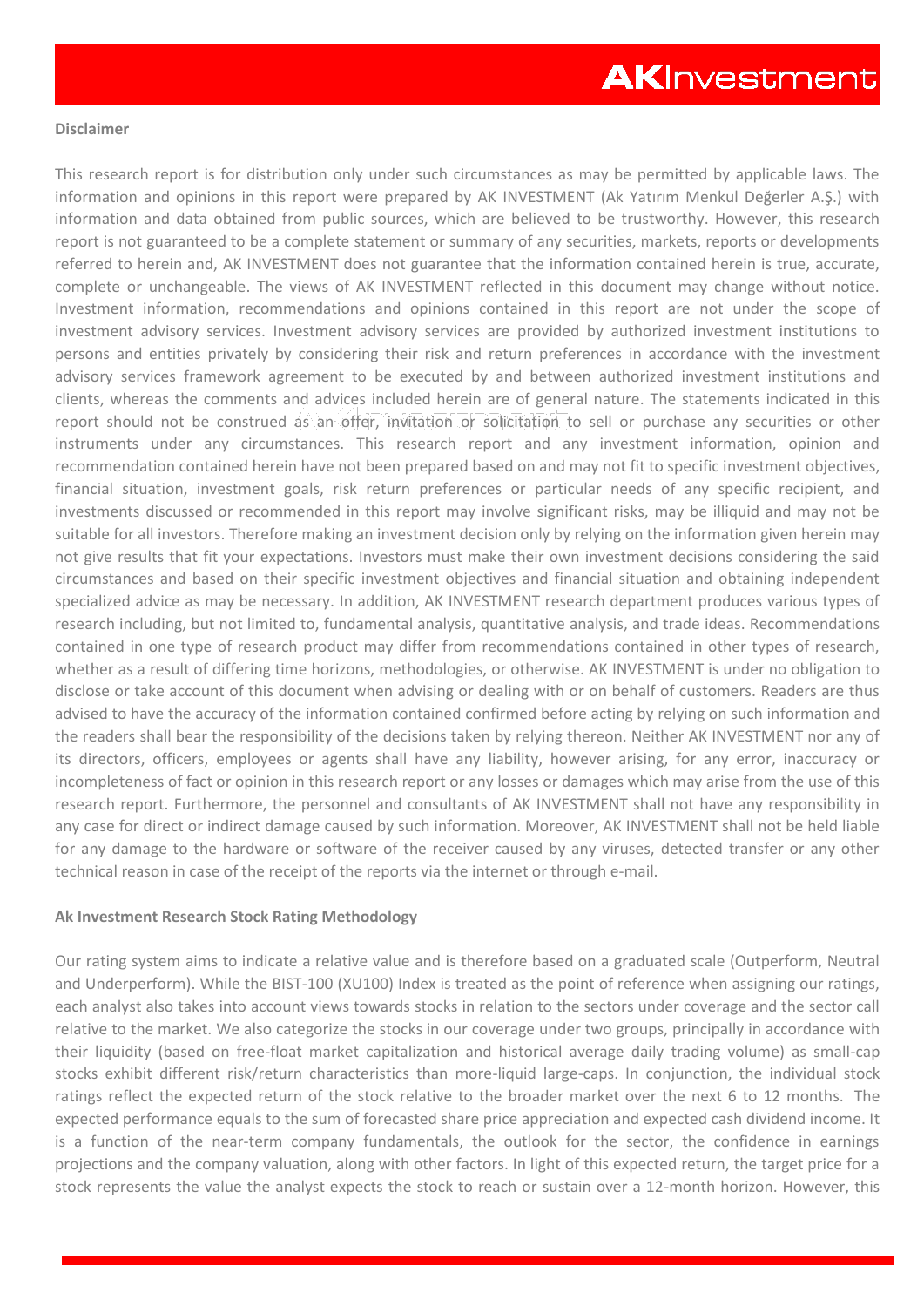**Disclaimer**

This research report is for distribution only under such circumstances as may be permitted by applicable laws. The information and opinions in this report were prepared by AK INVESTMENT (Ak Yatırım Menkul Değerler A.Ş.) with information and data obtained from public sources, which are believed to be trustworthy. However, this research report is not guaranteed to be a complete statement or summary of any securities, markets, reports or developments referred to herein and, AK INVESTMENT does not guarantee that the information contained herein is true, accurate, complete or unchangeable. The views of AK INVESTMENT reflected in this document may change without notice. Investment information, recommendations and opinions contained in this report are not under the scope of investment advisory services. Investment advisory services are provided by authorized investment institutions to persons and entities privately by considering their risk and return preferences in accordance with the investment advisory services framework agreement to be executed by and between authorized investment institutions and clients, whereas the comments and advices included herein are of general nature. The statements indicated in this report should not be construed as an offer, invitation or solicitation to sell or purchase any securities or other instruments under any circumstances. This research report and any investment information, opinion and recommendation contained herein have not been prepared based on and may not fit to specific investment objectives, financial situation, investment goals, risk return preferences or particular needs of any specific recipient, and investments discussed or recommended in this report may involve significant risks, may be illiquid and may not be suitable for all investors. Therefore making an investment decision only by relying on the information given herein may not give results that fit your expectations. Investors must make their own investment decisions considering the said circumstances and based on their specific investment objectives and financial situation and obtaining independent specialized advice as may be necessary. In addition, AK INVESTMENT research department produces various types of research including, but not limited to, fundamental analysis, quantitative analysis, and trade ideas. Recommendations contained in one type of research product may differ from recommendations contained in other types of research, whether as a result of differing time horizons, methodologies, or otherwise. AK INVESTMENT is under no obligation to disclose or take account of this document when advising or dealing with or on behalf of customers. Readers are thus advised to have the accuracy of the information contained confirmed before acting by relying on such information and the readers shall bear the responsibility of the decisions taken by relying thereon. Neither AK INVESTMENT nor any of its directors, officers, employees or agents shall have any liability, however arising, for any error, inaccuracy or incompleteness of fact or opinion in this research report or any losses or damages which may arise from the use of this research report. Furthermore, the personnel and consultants of AK INVESTMENT shall not have any responsibility in any case for direct or indirect damage caused by such information. Moreover, AK INVESTMENT shall not be held liable for any damage to the hardware or software of the receiver caused by any viruses, detected transfer or any other technical reason in case of the receipt of the reports via the internet or through e-mail.

**Ak Investment Research Stock Rating Methodology**

Our rating system aims to indicate a relative value and is therefore based on a graduated scale (Outperform, Neutral and Underperform). While the BIST-100 (XU100) Index is treated as the point of reference when assigning our ratings, each analyst also takes into account views towards stocks in relation to the sectors under coverage and the sector call relative to the market. We also categorize the stocks in our coverage under two groups, principally in accordance with their liquidity (based on free-float market capitalization and historical average daily trading volume) as small-cap stocks exhibit different risk/return characteristics than more-liquid large-caps. In conjunction, the individual stock ratings reflect the expected return of the stock relative to the broader market over the next 6 to 12 months. The expected performance equals to the sum of forecasted share price appreciation and expected cash dividend income. It is a function of the near-term company fundamentals, the outlook for the sector, the confidence in earnings projections and the company valuation, along with other factors. In light of this expected return, the target price for a stock represents the value the analyst expects the stock to reach or sustain over a 12-month horizon. However, this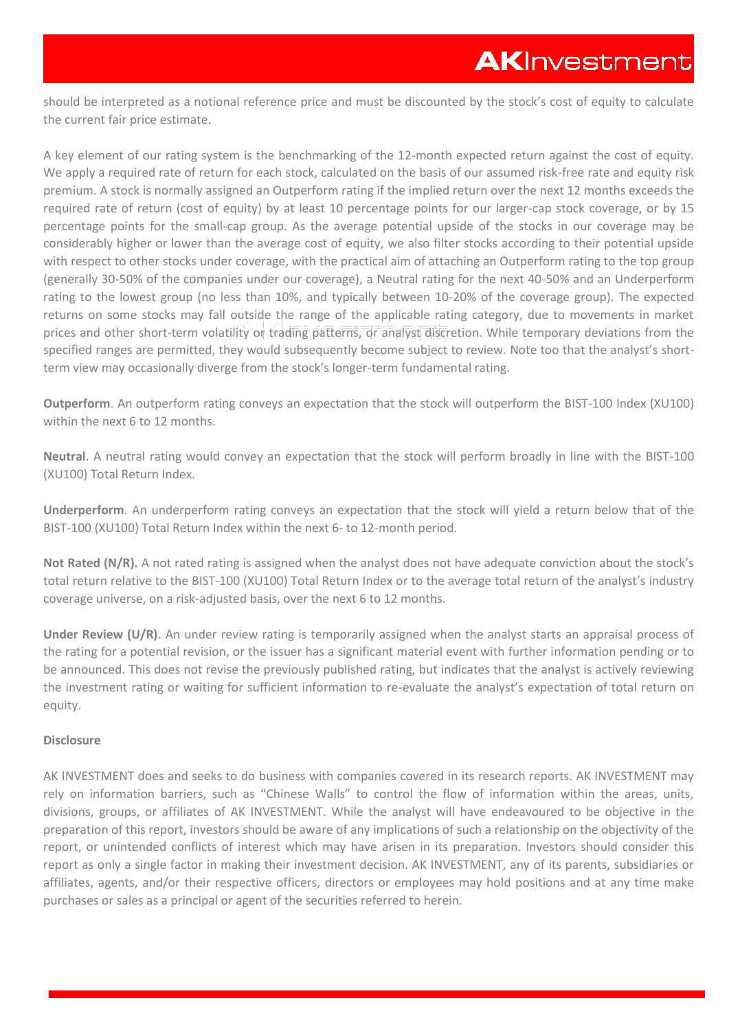should be interpreted as a notional reference price and must be discounted by the stock's cost of equity to calculate the current fair price estimate.

A key element of our rating system is the benchmarking of the 12-month expected return against the cost of equity. We apply a required rate of return for each stock, calculated on the basis of our assumed risk-free rate and equity risk premium. A stock is normally assigned an Outperform rating if the implied return over the next 12 months exceeds the required rate of return (cost of equity) by at least 10 percentage points for our larger-cap stock coverage, or by 15 percentage points for the small-cap group. As the average potential upside of the stocks in our coverage may be considerably higher or lower than the average cost of equity, we also filter stocks according to their potential upside with respect to other stocks under coverage, with the practical aim of attaching an Outperform rating to the top group (generally 30-50% of the companies under our coverage), a Neutral rating for the next 40-50% and an Underperform rating to the lowest group (no less than 10%, and typically between 10-20% of the coverage group). The expected returns on some stocks may fall outside the range of the applicable rating category, due to movements in market prices and other short-term volatility or trading patterns, or analyst discretion. While temporary deviations from the specified ranges are permitted, they would subsequently become subject to review. Note too that the analyst's short-term view may occasionally diverge from the stock's longer-term fundamental rating.

**Outperform**. An outperform rating conveys an expectation that the stock will outperform the BIST-100 Index (XU100) within the next 6 to 12 months.

**Neutral**. A neutral rating would convey an expectation that the stock will perform broadly in line with the BIST-100 (XU100) Total Return Index.

**Underperform**. An underperform rating conveys an expectation that the stock will yield a return below that of the BIST-100 (XU100) Total Return Index within the next 6- to 12-month period.

**Not Rated (N/R).** A not rated rating is assigned when the analyst does not have adequate conviction about the stock's total return relative to the BIST-100 (XU100) Total Return Index or to the average total return of the analyst's industry coverage universe, on a risk-adjusted basis, over the next 6 to 12 months.

**Under Review (U/R)**. An under review rating is temporarily assigned when the analyst starts an appraisal process of the rating for a potential revision, or the issuer has a significant material event with further information pending or to be announced. This does not revise the previously published rating, but indicates that the analyst is actively reviewing the investment rating or waiting for sufficient information to re-evaluate the analyst's expectation of total return on equity.

**Disclosure**

AK INVESTMENT does and seeks to do business with companies covered in its research reports. AK INVESTMENT may rely on information barriers, such as "Chinese Walls" to control the flow of information within the areas, units, divisions, groups, or affiliates of AK INVESTMENT. While the analyst will have endeavoured to be objective in the preparation of this report, investors should be aware of any implications of such a relationship on the objectivity of the report, or unintended conflicts of interest which may have arisen in its preparation. Investors should consider this report as only a single factor in making their investment decision. AK INVESTMENT, any of its parents, subsidiaries or affiliates, agents, and/or their respective officers, directors or employees may hold positions and at any time make purchases or sales as a principal or agent of the securities referred to herein.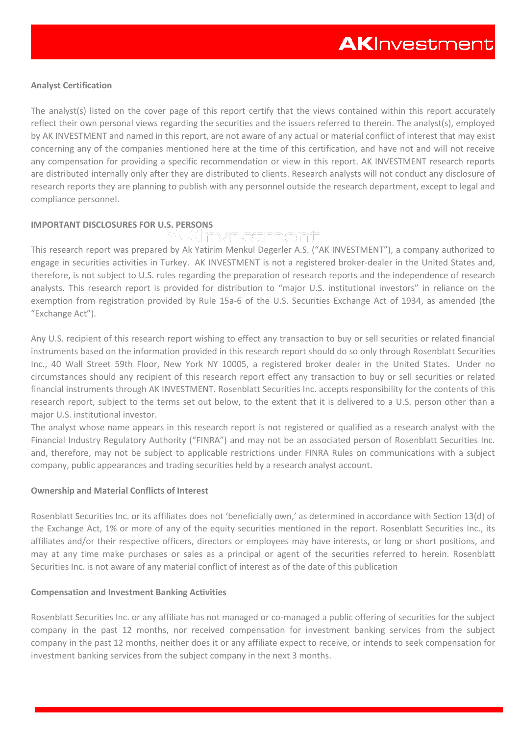## Analyst Certification

The analyst(s) listed on the cover page of this report certify that the views contained within this report accurately reflect their own personal views regarding the securities and the issuers referred to therein. The analyst(s), employed by AK INVESTMENT and named in this report, are not aware of any actual or material conflict of interest that may exist concerning any of the companies mentioned here at the time of this certification, and have not and will not receive any compensation for providing a specific recommendation or view in this report. AK INVESTMENT research reports are distributed internally only after they are distributed to clients. Research analysts will not conduct any disclosure of research reports they are planning to publish with any personnel outside the research department, except to legal and compliance personnel.

## IMPORTANT DISCLOSURES FOR U.S. PERSONS

This research report was prepared by Ak Yatirim Menkul Degerler A.S. ("AK INVESTMENT"), a company authorized to engage in securities activities in Turkey. AK INVESTMENT is not a registered broker-dealer in the United States and, therefore, is not subject to U.S. rules regarding the preparation of research reports and the independence of research analysts. This research report is provided for distribution to "major U.S. institutional investors" in reliance on the exemption from registration provided by Rule 15a-6 of the U.S. Securities Exchange Act of 1934, as amended (the "Exchange Act").

Any U.S. recipient of this research report wishing to effect any transaction to buy or sell securities or related financial instruments based on the information provided in this research report should do so only through Rosenblatt Securities Inc., 40 Wall Street 59th Floor, New York NY 10005, a registered broker dealer in the United States. Under no circumstances should any recipient of this research report effect any transaction to buy or sell securities or related financial instruments through AK INVESTMENT. Rosenblatt Securities Inc. accepts responsibility for the contents of this research report, subject to the terms set out below, to the extent that it is delivered to a U.S. person other than a major U.S. institutional investor.

The analyst whose name appears in this research report is not registered or qualified as a research analyst with the Financial Industry Regulatory Authority ("FINRA") and may not be an associated person of Rosenblatt Securities Inc. and, therefore, may not be subject to applicable restrictions under FINRA Rules on communications with a subject company, public appearances and trading securities held by a research analyst account.

## Ownership and Material Conflicts of Interest

Rosenblatt Securities Inc. or its affiliates does not 'beneficially own,' as determined in accordance with Section 13(d) of the Exchange Act, 1% or more of any of the equity securities mentioned in the report. Rosenblatt Securities Inc., its affiliates and/or their respective officers, directors or employees may have interests, or long or short positions, and may at any time make purchases or sales as a principal or agent of the securities referred to herein. Rosenblatt Securities Inc. is not aware of any material conflict of interest as of the date of this publication

## Compensation and Investment Banking Activities

Rosenblatt Securities Inc. or any affiliate has not managed or co-managed a public offering of securities for the subject company in the past 12 months, nor received compensation for investment banking services from the subject company in the past 12 months, neither does it or any affiliate expect to receive, or intends to seek compensation for investment banking services from the subject company in the next 3 months.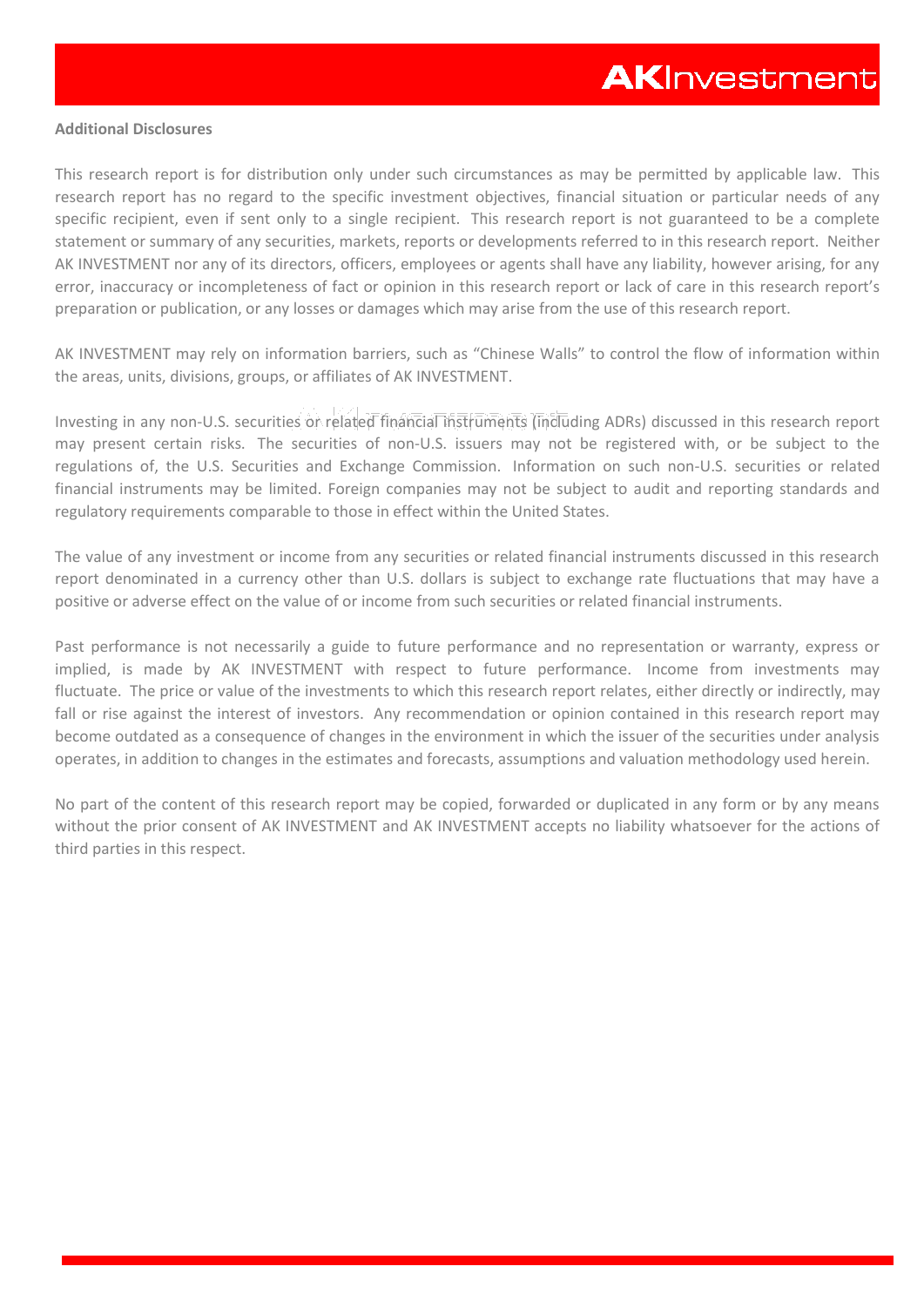**Additional Disclosures**

This research report is for distribution only under such circumstances as may be permitted by applicable law. This research report has no regard to the specific investment objectives, financial situation or particular needs of any specific recipient, even if sent only to a single recipient. This research report is not guaranteed to be a complete statement or summary of any securities, markets, reports or developments referred to in this research report. Neither AK INVESTMENT nor any of its directors, officers, employees or agents shall have any liability, however arising, for any error, inaccuracy or incompleteness of fact or opinion in this research report or lack of care in this research report's preparation or publication, or any losses or damages which may arise from the use of this research report.

AK INVESTMENT may rely on information barriers, such as "Chinese Walls" to control the flow of information within the areas, units, divisions, groups, or affiliates of AK INVESTMENT.

Investing in any non-U.S. securities or related financial instruments (including ADRs) discussed in this research report may present certain risks. The securities of non-U.S. issuers may not be registered with, or be subject to the regulations of, the U.S. Securities and Exchange Commission. Information on such non-U.S. securities or related financial instruments may be limited. Foreign companies may not be subject to audit and reporting standards and regulatory requirements comparable to those in effect within the United States.

The value of any investment or income from any securities or related financial instruments discussed in this research report denominated in a currency other than U.S. dollars is subject to exchange rate fluctuations that may have a positive or adverse effect on the value of or income from such securities or related financial instruments.

Past performance is not necessarily a guide to future performance and no representation or warranty, express or implied, is made by AK INVESTMENT with respect to future performance. Income from investments may fluctuate. The price or value of the investments to which this research report relates, either directly or indirectly, may fall or rise against the interest of investors. Any recommendation or opinion contained in this research report may become outdated as a consequence of changes in the environment in which the issuer of the securities under analysis operates, in addition to changes in the estimates and forecasts, assumptions and valuation methodology used herein.

No part of the content of this research report may be copied, forwarded or duplicated in any form or by any means without the prior consent of AK INVESTMENT and AK INVESTMENT accepts no liability whatsoever for the actions of third parties in this respect.